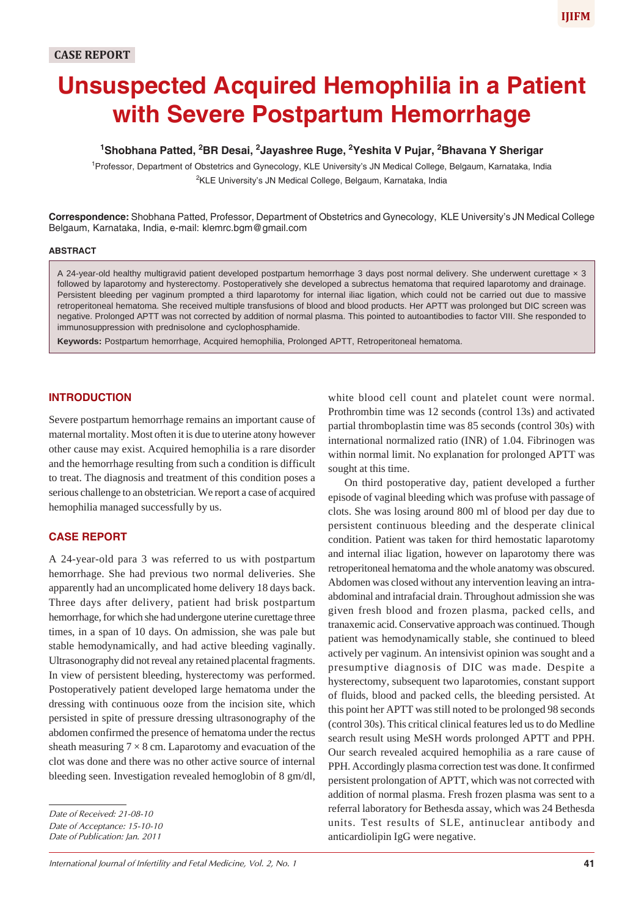CASE REPORT

# Unsuspected Acquired Hemophilia in a Patient with Severe Postpartum Hemorrhage

**[1]Shobhana Patted, [2]BR Desai, [2]Jayashree Ruge, [2]Yeshita V Pujar, [2]Bhavana Y Sherigar**

[1]Professor, Department of Obstetrics and Gynecology, KLE University's JN Medical College, Belgaum, Karnataka, India

[2]KLE University's JN Medical College, Belgaum, Karnataka, India

**Correspondence:** Shobhana Patted, Professor, Department of Obstetrics and Gynecology, KLE University's JN Medical College Belgaum, Karnataka, India, e-mail: klemrc.bgm@gmail.com

## ABSTRACT

A 24-year-old healthy multigravid patient developed postpartum hemorrhage 3 days post normal delivery. She underwent curettage × 3 followed by laparotomy and hysterectomy. Postoperatively she developed a subrectus hematoma that required laparotomy and drainage. Persistent bleeding per vaginum prompted a third laparotomy for internal iliac ligation, which could not be carried out due to massive retroperitoneal hematoma. She received multiple transfusions of blood and blood products. Her APTT was prolonged but DIC screen was negative. Prolonged APTT was not corrected by addition of normal plasma. This pointed to autoantibodies to factor VIII. She responded to immunosuppression with prednisolone and cyclophosphamide.

**Keywords:** Postpartum hemorrhage, Acquired hemophilia, Prolonged APTT, Retroperitoneal hematoma.

## INTRODUCTION

Severe postpartum hemorrhage remains an important cause of maternal mortality. Most often it is due to uterine atony however other cause may exist. Acquired hemophilia is a rare disorder and the hemorrhage resulting from such a condition is difficult to treat. The diagnosis and treatment of this condition poses a serious challenge to an obstetrician. We report a case of acquired hemophilia managed successfully by us.

## CASE REPORT

A 24-year-old para 3 was referred to us with postpartum hemorrhage. She had previous two normal deliveries. She apparently had an uncomplicated home delivery 18 days back. Three days after delivery, patient had brisk postpartum hemorrhage, for which she had undergone uterine curettage three times, in a span of 10 days. On admission, she was pale but stable hemodynamically, and had active bleeding vaginally. Ultrasonography did not reveal any retained placental fragments. In view of persistent bleeding, hysterectomy was performed. Postoperatively patient developed large hematoma under the dressing with continuous ooze from the incision site, which persisted in spite of pressure dressing ultrasonography of the abdomen confirmed the presence of hematoma under the rectus sheath measuring 7 × 8 cm. Laparotomy and evacuation of the clot was done and there was no other active source of internal bleeding seen. Investigation revealed hemoglobin of 8 gm/dl, white blood cell count and platelet count were normal. Prothrombin time was 12 seconds (control 13s) and activated partial thromboplastin time was 85 seconds (control 30s) with international normalized ratio (INR) of 1.04. Fibrinogen was within normal limit. No explanation for prolonged APTT was sought at this time.

On third postoperative day, patient developed a further episode of vaginal bleeding which was profuse with passage of clots. She was losing around 800 ml of blood per day due to persistent continuous bleeding and the desperate clinical condition. Patient was taken for third hemostatic laparotomy and internal iliac ligation, however on laparotomy there was retroperitoneal hematoma and the whole anatomy was obscured. Abdomen was closed without any intervention leaving an intra-abdominal and intrafacial drain. Throughout admission she was given fresh blood and frozen plasma, packed cells, and tranaxemic acid. Conservative approach was continued. Though patient was hemodynamically stable, she continued to bleed actively per vaginum. An intensivist opinion was sought and a presumptive diagnosis of DIC was made. Despite a hysterectomy, subsequent two laparotomies, constant support of fluids, blood and packed cells, the bleeding persisted. At this point her APTT was still noted to be prolonged 98 seconds (control 30s). This critical clinical features led us to do Medline search result using MeSH words prolonged APTT and PPH. Our search revealed acquired hemophilia as a rare cause of PPH. Accordingly plasma correction test was done. It confirmed persistent prolongation of APTT, which was not corrected with addition of normal plasma. Fresh frozen plasma was sent to a referral laboratory for Bethesda assay, which was 24 Bethesda units. Test results of SLE, antinuclear antibody and anticardiolipin IgG were negative.

*Date of Received: 21-08-10*
*Date of Acceptance: 15-10-10*
*Date of Publication: Jan. 2011*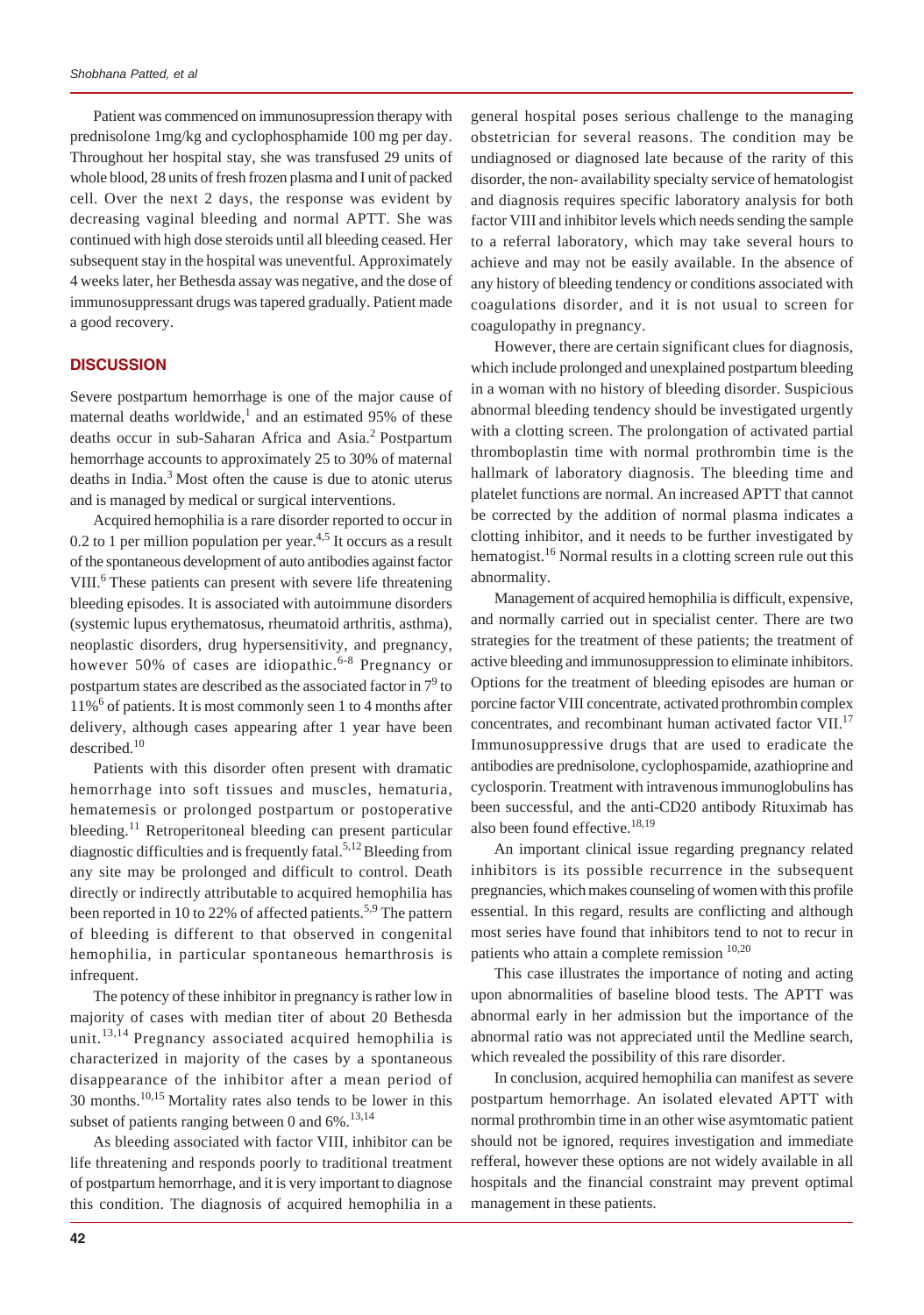Patient was commenced on immunosupression therapy with prednisolone 1mg/kg and cyclophosphamide 100 mg per day. Throughout her hospital stay, she was transfused 29 units of whole blood, 28 units of fresh frozen plasma and I unit of packed cell. Over the next 2 days, the response was evident by decreasing vaginal bleeding and normal APTT. She was continued with high dose steroids until all bleeding ceased. Her subsequent stay in the hospital was uneventful. Approximately 4 weeks later, her Bethesda assay was negative, and the dose of immunosuppressant drugs was tapered gradually. Patient made a good recovery.

## DISCUSSION

Severe postpartum hemorrhage is one of the major cause of maternal deaths worldwide,[1] and an estimated 95% of these deaths occur in sub-Saharan Africa and Asia.[2] Postpartum hemorrhage accounts to approximately 25 to 30% of maternal deaths in India.[3] Most often the cause is due to atonic uterus and is managed by medical or surgical interventions.

Acquired hemophilia is a rare disorder reported to occur in 0.2 to 1 per million population per year.[4,5] It occurs as a result of the spontaneous development of auto antibodies against factor VIII.[6] These patients can present with severe life threatening bleeding episodes. It is associated with autoimmune disorders (systemic lupus erythematosus, rheumatoid arthritis, asthma), neoplastic disorders, drug hypersensitivity, and pregnancy, however 50% of cases are idiopathic.[6-8] Pregnancy or postpartum states are described as the associated factor in 7[9] to 11%[6] of patients. It is most commonly seen 1 to 4 months after delivery, although cases appearing after 1 year have been described.[10]

Patients with this disorder often present with dramatic hemorrhage into soft tissues and muscles, hematuria, hematemesis or prolonged postpartum or postoperative bleeding.[11] Retroperitoneal bleeding can present particular diagnostic difficulties and is frequently fatal.[5,12] Bleeding from any site may be prolonged and difficult to control. Death directly or indirectly attributable to acquired hemophilia has been reported in 10 to 22% of affected patients.[5,9] The pattern of bleeding is different to that observed in congenital hemophilia, in particular spontaneous hemarthrosis is infrequent.

The potency of these inhibitor in pregnancy is rather low in majority of cases with median titer of about 20 Bethesda unit.[13,14] Pregnancy associated acquired hemophilia is characterized in majority of the cases by a spontaneous disappearance of the inhibitor after a mean period of 30 months.[10,15] Mortality rates also tends to be lower in this subset of patients ranging between 0 and 6%.[13,14]

As bleeding associated with factor VIII, inhibitor can be life threatening and responds poorly to traditional treatment of postpartum hemorrhage, and it is very important to diagnose this condition. The diagnosis of acquired hemophilia in a general hospital poses serious challenge to the managing obstetrician for several reasons. The condition may be undiagnosed or diagnosed late because of the rarity of this disorder, the non- availability specialty service of hematologist and diagnosis requires specific laboratory analysis for both factor VIII and inhibitor levels which needs sending the sample to a referral laboratory, which may take several hours to achieve and may not be easily available. In the absence of any history of bleeding tendency or conditions associated with coagulations disorder, and it is not usual to screen for coagulopathy in pregnancy.

However, there are certain significant clues for diagnosis, which include prolonged and unexplained postpartum bleeding in a woman with no history of bleeding disorder. Suspicious abnormal bleeding tendency should be investigated urgently with a clotting screen. The prolongation of activated partial thromboplastin time with normal prothrombin time is the hallmark of laboratory diagnosis. The bleeding time and platelet functions are normal. An increased APTT that cannot be corrected by the addition of normal plasma indicates a clotting inhibitor, and it needs to be further investigated by hematogist.[16] Normal results in a clotting screen rule out this abnormality.

Management of acquired hemophilia is difficult, expensive, and normally carried out in specialist center. There are two strategies for the treatment of these patients; the treatment of active bleeding and immunosuppression to eliminate inhibitors. Options for the treatment of bleeding episodes are human or porcine factor VIII concentrate, activated prothrombin complex concentrates, and recombinant human activated factor VII.[17] Immunosuppressive drugs that are used to eradicate the antibodies are prednisolone, cyclophospamide, azathioprine and cyclosporin. Treatment with intravenous immunoglobulins has been successful, and the anti-CD20 antibody Rituximab has also been found effective.[18,19]

An important clinical issue regarding pregnancy related inhibitors is its possible recurrence in the subsequent pregnancies, which makes counseling of women with this profile essential. In this regard, results are conflicting and although most series have found that inhibitors tend to not to recur in patients who attain a complete remission [10,20]

This case illustrates the importance of noting and acting upon abnormalities of baseline blood tests. The APTT was abnormal early in her admission but the importance of the abnormal ratio was not appreciated until the Medline search, which revealed the possibility of this rare disorder.

In conclusion, acquired hemophilia can manifest as severe postpartum hemorrhage. An isolated elevated APTT with normal prothrombin time in an other wise asymtomatic patient should not be ignored, requires investigation and immediate refferal, however these options are not widely available in all hospitals and the financial constraint may prevent optimal management in these patients.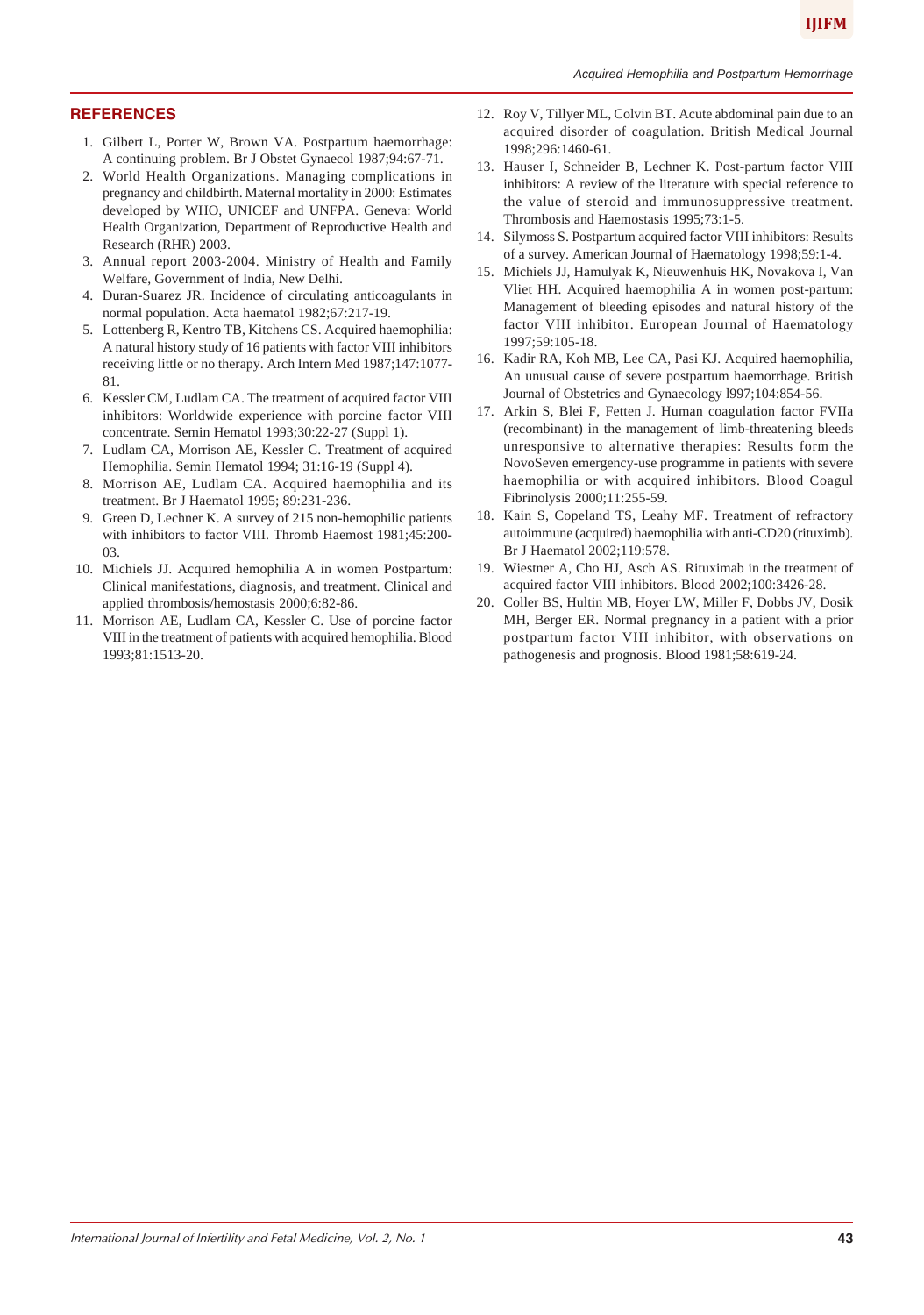## REFERENCES

1. Gilbert L, Porter W, Brown VA. Postpartum haemorrhage: A continuing problem. Br J Obstet Gynaecol 1987;94:67-71.
2. World Health Organizations. Managing complications in pregnancy and childbirth. Maternal mortality in 2000: Estimates developed by WHO, UNICEF and UNFPA. Geneva: World Health Organization, Department of Reproductive Health and Research (RHR) 2003.
3. Annual report 2003-2004. Ministry of Health and Family Welfare, Government of India, New Delhi.
4. Duran-Suarez JR. Incidence of circulating anticoagulants in normal population. Acta haematol 1982;67:217-19.
5. Lottenberg R, Kentro TB, Kitchens CS. Acquired haemophilia: A natural history study of 16 patients with factor VIII inhibitors receiving little or no therapy. Arch Intern Med 1987;147:1077-81.
6. Kessler CM, Ludlam CA. The treatment of acquired factor VIII inhibitors: Worldwide experience with porcine factor VIII concentrate. Semin Hematol 1993;30:22-27 (Suppl 1).
7. Ludlam CA, Morrison AE, Kessler C. Treatment of acquired Hemophilia. Semin Hematol 1994; 31:16-19 (Suppl 4).
8. Morrison AE, Ludlam CA. Acquired haemophilia and its treatment. Br J Haematol 1995; 89:231-236.
9. Green D, Lechner K. A survey of 215 non-hemophilic patients with inhibitors to factor VIII. Thromb Haemost 1981;45:200-03.
10. Michiels JJ. Acquired hemophilia A in women Postpartum: Clinical manifestations, diagnosis, and treatment. Clinical and applied thrombosis/hemostasis 2000;6:82-86.
11. Morrison AE, Ludlam CA, Kessler C. Use of porcine factor VIII in the treatment of patients with acquired hemophilia. Blood 1993;81:1513-20.
12. Roy V, Tillyer ML, Colvin BT. Acute abdominal pain due to an acquired disorder of coagulation. British Medical Journal 1998;296:1460-61.
13. Hauser I, Schneider B, Lechner K. Post-partum factor VIII inhibitors: A review of the literature with special reference to the value of steroid and immunosuppressive treatment. Thrombosis and Haemostasis 1995;73:1-5.
14. Silymoss S. Postpartum acquired factor VIII inhibitors: Results of a survey. American Journal of Haematology 1998;59:1-4.
15. Michiels JJ, Hamulyak K, Nieuwenhuis HK, Novakova I, Van Vliet HH. Acquired haemophilia A in women post-partum: Management of bleeding episodes and natural history of the factor VIII inhibitor. European Journal of Haematology 1997;59:105-18.
16. Kadir RA, Koh MB, Lee CA, Pasi KJ. Acquired haemophilia, An unusual cause of severe postpartum haemorrhage. British Journal of Obstetrics and Gynaecology l997;104:854-56.
17. Arkin S, Blei F, Fetten J. Human coagulation factor FVIIa (recombinant) in the management of limb-threatening bleeds unresponsive to alternative therapies: Results form the NovoSeven emergency-use programme in patients with severe haemophilia or with acquired inhibitors. Blood Coagul Fibrinolysis 2000;11:255-59.
18. Kain S, Copeland TS, Leahy MF. Treatment of refractory autoimmune (acquired) haemophilia with anti-CD20 (rituximb). Br J Haematol 2002;119:578.
19. Wiestner A, Cho HJ, Asch AS. Rituximab in the treatment of acquired factor VIII inhibitors. Blood 2002;100:3426-28.
20. Coller BS, Hultin MB, Hoyer LW, Miller F, Dobbs JV, Dosik MH, Berger ER. Normal pregnancy in a patient with a prior postpartum factor VIII inhibitor, with observations on pathogenesis and prognosis. Blood 1981;58:619-24.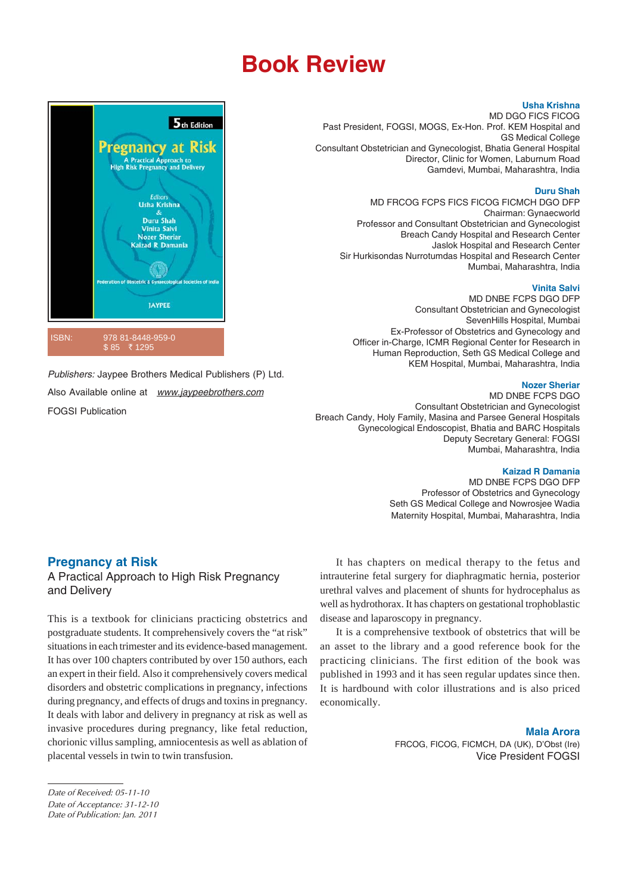# Book Review

ISBN: 978 81-8448-959-0
$ 85 ₹ 1295

*Publishers:* Jaypee Brothers Medical Publishers (P) Ltd.

Also Available online at www.jaypeebrothers.com

FOGSI Publication

**Usha Krishna**
MD DGO FICS FICOG
Past President, FOGSI, MOGS, Ex-Hon. Prof. KEM Hospital and GS Medical College
Consultant Obstetrician and Gynecologist, Bhatia General Hospital
Director, Clinic for Women, Laburnum Road
Gamdevi, Mumbai, Maharashtra, India

**Duru Shah**
MD FRCOG FCPS FICS FICOG FICMCH DGO DFP
Chairman: Gynaecworld
Professor and Consultant Obstetrician and Gynecologist
Breach Candy Hospital and Research Center
Jaslok Hospital and Research Center
Sir Hurkisondas Nurrotumdas Hospital and Research Center
Mumbai, Maharashtra, India

**Vinita Salvi**
MD DNBE FCPS DGO DFP
Consultant Obstetrician and Gynecologist
SevenHills Hospital, Mumbai
Ex-Professor of Obstetrics and Gynecology and Officer in-Charge, ICMR Regional Center for Research in Human Reproduction, Seth GS Medical College and KEM Hospital, Mumbai, Maharashtra, India

**Nozer Sheriar**
MD DNBE FCPS DGO
Consultant Obstetrician and Gynecologist
Breach Candy, Holy Family, Masina and Parsee General Hospitals
Gynecological Endoscopist, Bhatia and BARC Hospitals
Deputy Secretary General: FOGSI
Mumbai, Maharashtra, India

**Kaizad R Damania**
MD DNBE FCPS DGO DFP
Professor of Obstetrics and Gynecology
Seth GS Medical College and Nowrosjee Wadia Maternity Hospital, Mumbai, Maharashtra, India

## Pregnancy at Risk

A Practical Approach to High Risk Pregnancy and Delivery

This is a textbook for clinicians practicing obstetrics and postgraduate students. It comprehensively covers the "at risk" situations in each trimester and its evidence-based management. It has over 100 chapters contributed by over 150 authors, each an expert in their field. Also it comprehensively covers medical disorders and obstetric complications in pregnancy, infections during pregnancy, and effects of drugs and toxins in pregnancy. It deals with labor and delivery in pregnancy at risk as well as invasive procedures during pregnancy, like fetal reduction, chorionic villus sampling, amniocentesis as well as ablation of placental vessels in twin to twin transfusion.

It has chapters on medical therapy to the fetus and intrauterine fetal surgery for diaphragmatic hernia, posterior urethral valves and placement of shunts for hydrocephalus as well as hydrothorax. It has chapters on gestational trophoblastic disease and laparoscopy in pregnancy.

It is a comprehensive textbook of obstetrics that will be an asset to the library and a good reference book for the practicing clinicians. The first edition of the book was published in 1993 and it has seen regular updates since then. It is hardbound with color illustrations and is also priced economically.

**Mala Arora**
FRCOG, FICOG, FICMCH, DA (UK), D'Obst (Ire)
Vice President FOGSI

*Date of Received: 05-11-10*
*Date of Acceptance: 31-12-10*
*Date of Publication: Jan. 2011*